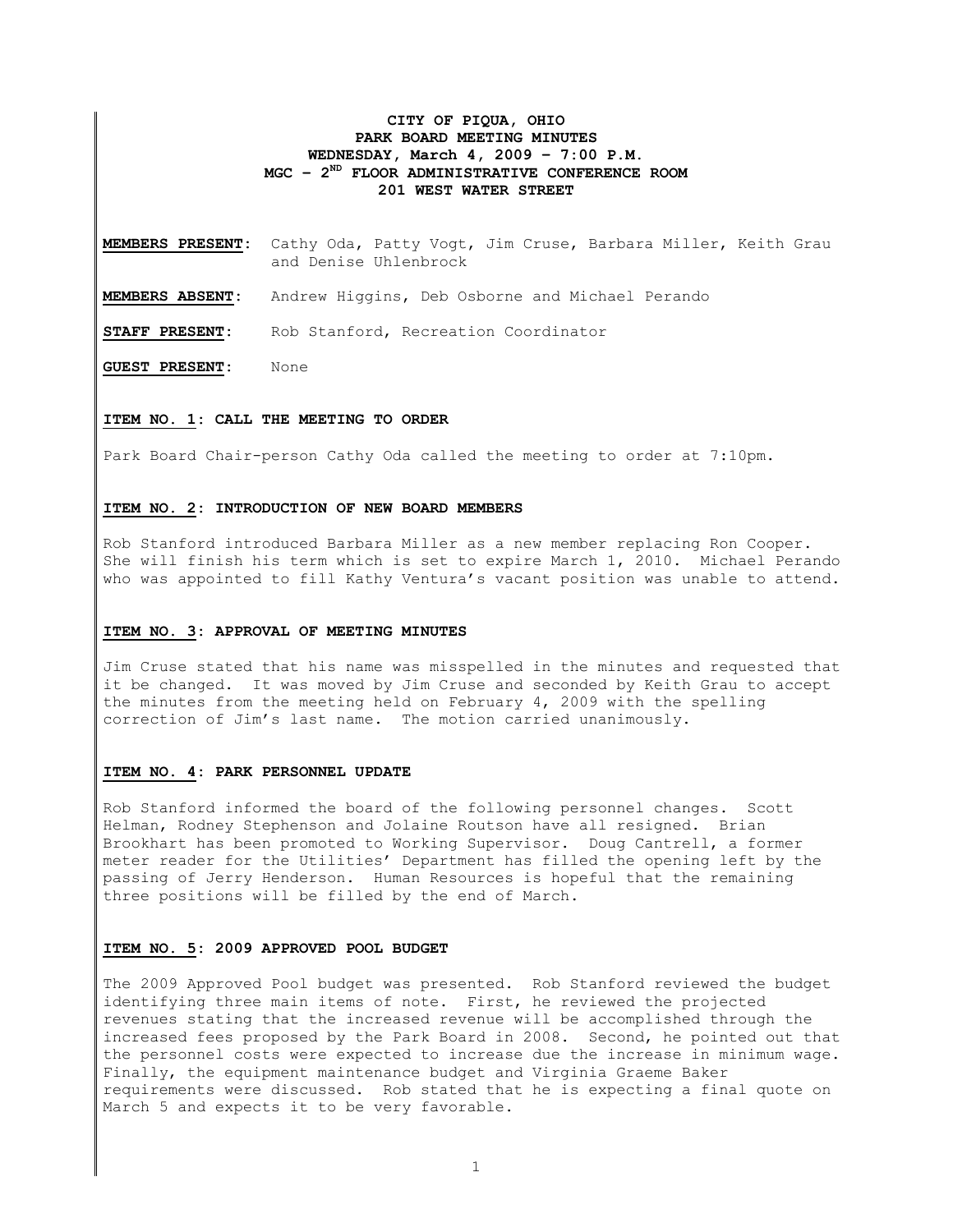**CITY OF PIQUA, OHIO**
**PARK BOARD MEETING MINUTES**
**WEDNESDAY, March 4, 2009 – 7:00 P.M.**
**MGC – 2ND FLOOR ADMINISTRATIVE CONFERENCE ROOM**
**201 WEST WATER STREET**

**MEMBERS PRESENT:** Cathy Oda, Patty Vogt, Jim Cruse, Barbara Miller, Keith Grau and Denise Uhlenbrock

**MEMBERS ABSENT:** Andrew Higgins, Deb Osborne and Michael Perando

**STAFF PRESENT:** Rob Stanford, Recreation Coordinator

**GUEST PRESENT:** None

**ITEM NO. 1: CALL THE MEETING TO ORDER**

Park Board Chair-person Cathy Oda called the meeting to order at 7:10pm.

**ITEM NO. 2: INTRODUCTION OF NEW BOARD MEMBERS**

Rob Stanford introduced Barbara Miller as a new member replacing Ron Cooper. She will finish his term which is set to expire March 1, 2010. Michael Perando who was appointed to fill Kathy Ventura's vacant position was unable to attend.

**ITEM NO. 3: APPROVAL OF MEETING MINUTES**

Jim Cruse stated that his name was misspelled in the minutes and requested that it be changed. It was moved by Jim Cruse and seconded by Keith Grau to accept the minutes from the meeting held on February 4, 2009 with the spelling correction of Jim's last name. The motion carried unanimously.

**ITEM NO. 4: PARK PERSONNEL UPDATE**

Rob Stanford informed the board of the following personnel changes. Scott Helman, Rodney Stephenson and Jolaine Routson have all resigned. Brian Brookhart has been promoted to Working Supervisor. Doug Cantrell, a former meter reader for the Utilities' Department has filled the opening left by the passing of Jerry Henderson. Human Resources is hopeful that the remaining three positions will be filled by the end of March.

**ITEM NO. 5: 2009 APPROVED POOL BUDGET**

The 2009 Approved Pool budget was presented. Rob Stanford reviewed the budget identifying three main items of note. First, he reviewed the projected revenues stating that the increased revenue will be accomplished through the increased fees proposed by the Park Board in 2008. Second, he pointed out that the personnel costs were expected to increase due the increase in minimum wage. Finally, the equipment maintenance budget and Virginia Graeme Baker requirements were discussed. Rob stated that he is expecting a final quote on March 5 and expects it to be very favorable.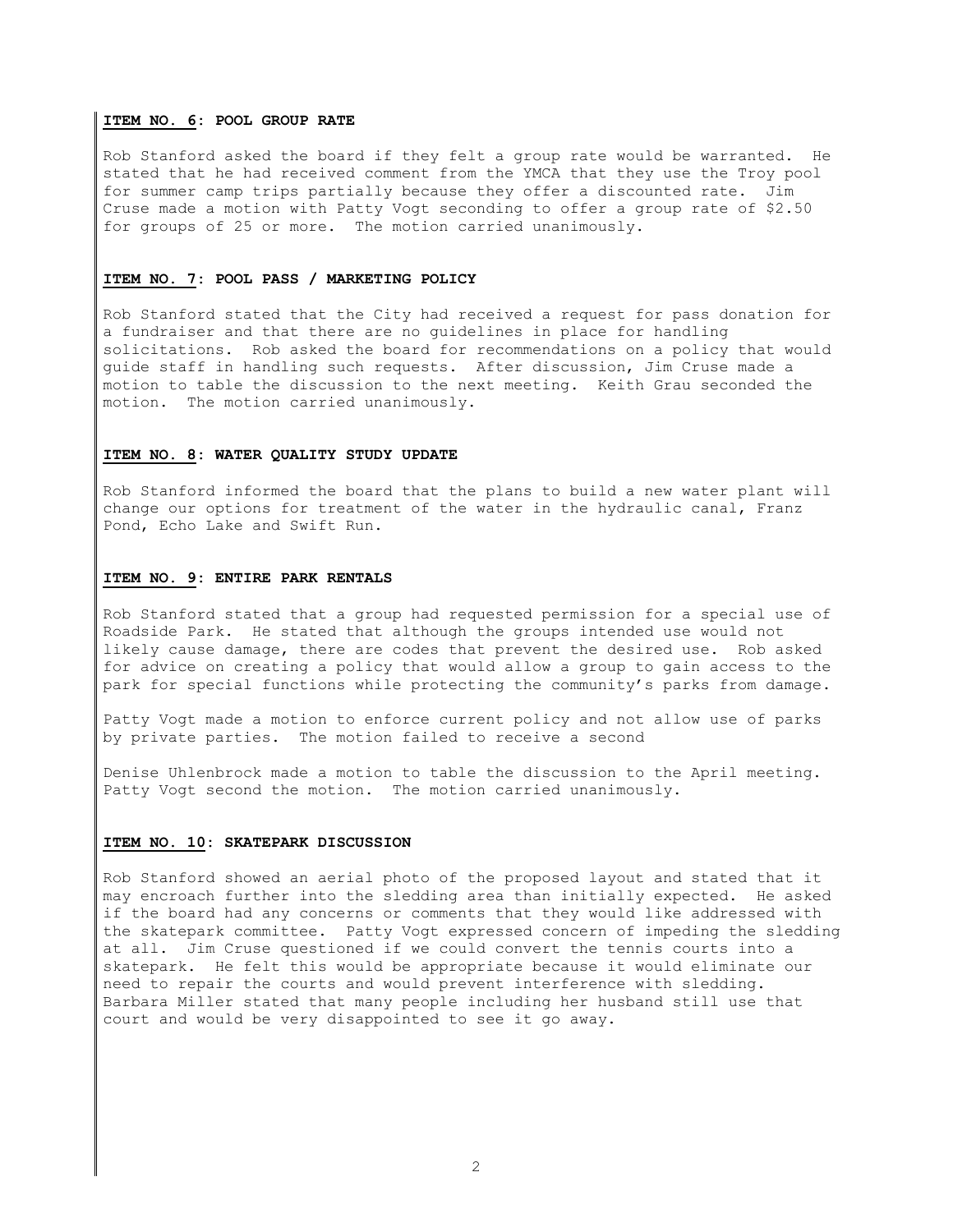**ITEM NO. 6: POOL GROUP RATE**

Rob Stanford asked the board if they felt a group rate would be warranted. He stated that he had received comment from the YMCA that they use the Troy pool for summer camp trips partially because they offer a discounted rate. Jim Cruse made a motion with Patty Vogt seconding to offer a group rate of $2.50 for groups of 25 or more. The motion carried unanimously.

**ITEM NO. 7: POOL PASS / MARKETING POLICY**

Rob Stanford stated that the City had received a request for pass donation for a fundraiser and that there are no guidelines in place for handling solicitations. Rob asked the board for recommendations on a policy that would guide staff in handling such requests. After discussion, Jim Cruse made a motion to table the discussion to the next meeting. Keith Grau seconded the motion. The motion carried unanimously.

**ITEM NO. 8: WATER QUALITY STUDY UPDATE**

Rob Stanford informed the board that the plans to build a new water plant will change our options for treatment of the water in the hydraulic canal, Franz Pond, Echo Lake and Swift Run.

**ITEM NO. 9: ENTIRE PARK RENTALS**

Rob Stanford stated that a group had requested permission for a special use of Roadside Park. He stated that although the groups intended use would not likely cause damage, there are codes that prevent the desired use. Rob asked for advice on creating a policy that would allow a group to gain access to the park for special functions while protecting the community's parks from damage.

Patty Vogt made a motion to enforce current policy and not allow use of parks by private parties. The motion failed to receive a second

Denise Uhlenbrock made a motion to table the discussion to the April meeting. Patty Vogt second the motion. The motion carried unanimously.

**ITEM NO. 10: SKATEPARK DISCUSSION**

Rob Stanford showed an aerial photo of the proposed layout and stated that it may encroach further into the sledding area than initially expected. He asked if the board had any concerns or comments that they would like addressed with the skatepark committee. Patty Vogt expressed concern of impeding the sledding at all. Jim Cruse questioned if we could convert the tennis courts into a skatepark. He felt this would be appropriate because it would eliminate our need to repair the courts and would prevent interference with sledding. Barbara Miller stated that many people including her husband still use that court and would be very disappointed to see it go away.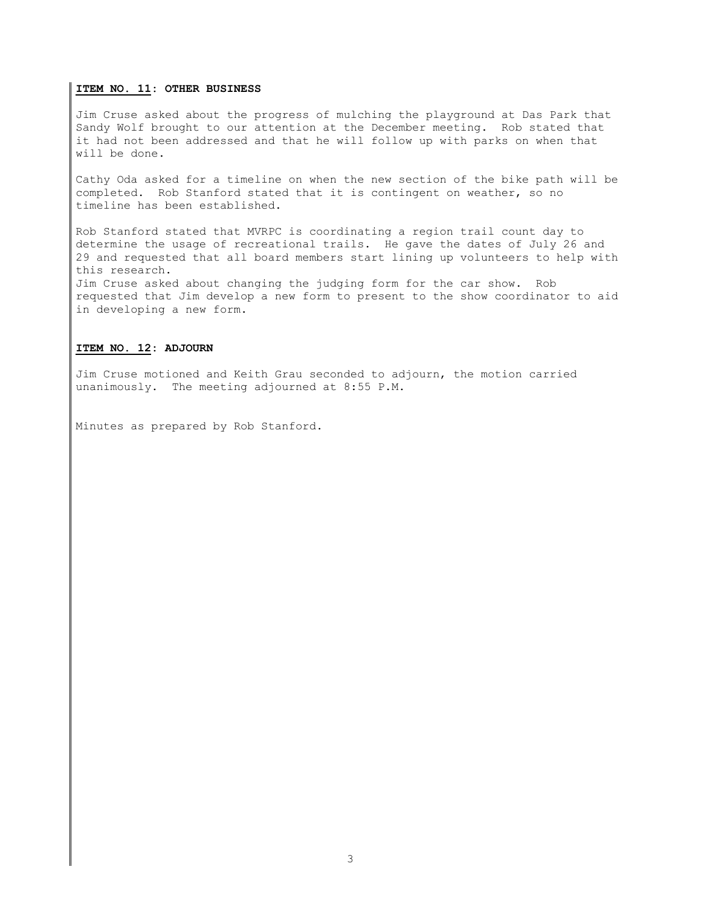### ITEM NO. 11: OTHER BUSINESS

Jim Cruse asked about the progress of mulching the playground at Das Park that Sandy Wolf brought to our attention at the December meeting. Rob stated that it had not been addressed and that he will follow up with parks on when that will be done.

Cathy Oda asked for a timeline on when the new section of the bike path will be completed. Rob Stanford stated that it is contingent on weather, so no timeline has been established.

Rob Stanford stated that MVRPC is coordinating a region trail count day to determine the usage of recreational trails. He gave the dates of July 26 and 29 and requested that all board members start lining up volunteers to help with this research.
Jim Cruse asked about changing the judging form for the car show. Rob requested that Jim develop a new form to present to the show coordinator to aid in developing a new form.

### ITEM NO. 12: ADJOURN

Jim Cruse motioned and Keith Grau seconded to adjourn, the motion carried unanimously. The meeting adjourned at 8:55 P.M.

Minutes as prepared by Rob Stanford.